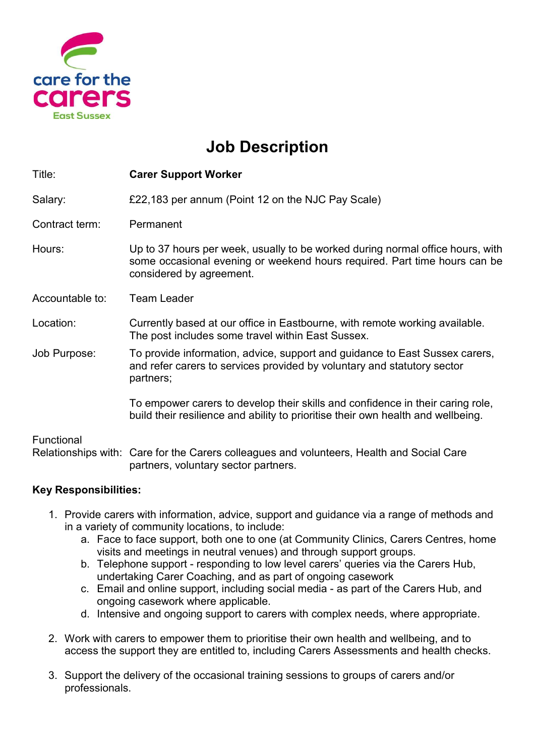care for the carers East Sussex

# Job Description

| | |
|---|---|
| Title: | **Carer Support Worker** |
| Salary: | £22,183 per annum (Point 12 on the NJC Pay Scale) |
| Contract term: | Permanent |
| Hours: | Up to 37 hours per week, usually to be worked during normal office hours, with some occasional evening or weekend hours required. Part time hours can be considered by agreement. |
| Accountable to: | Team Leader |
| Location: | Currently based at our office in Eastbourne, with remote working available. The post includes some travel within East Sussex. |
| Job Purpose: | To provide information, advice, support and guidance to East Sussex carers, and refer carers to services provided by voluntary and statutory sector partners;<br><br>To empower carers to develop their skills and confidence in their caring role, build their resilience and ability to prioritise their own health and wellbeing. |
| Functional Relationships with: | Care for the Carers colleagues and volunteers, Health and Social Care partners, voluntary sector partners. |

**Key Responsibilities:**

1. Provide carers with information, advice, support and guidance via a range of methods and in a variety of community locations, to include:
    a. Face to face support, both one to one (at Community Clinics, Carers Centres, home visits and meetings in neutral venues) and through support groups.
    b. Telephone support - responding to low level carers' queries via the Carers Hub, undertaking Carer Coaching, and as part of ongoing casework
    c. Email and online support, including social media - as part of the Carers Hub, and ongoing casework where applicable.
    d. Intensive and ongoing support to carers with complex needs, where appropriate.

2. Work with carers to empower them to prioritise their own health and wellbeing, and to access the support they are entitled to, including Carers Assessments and health checks.

3. Support the delivery of the occasional training sessions to groups of carers and/or professionals.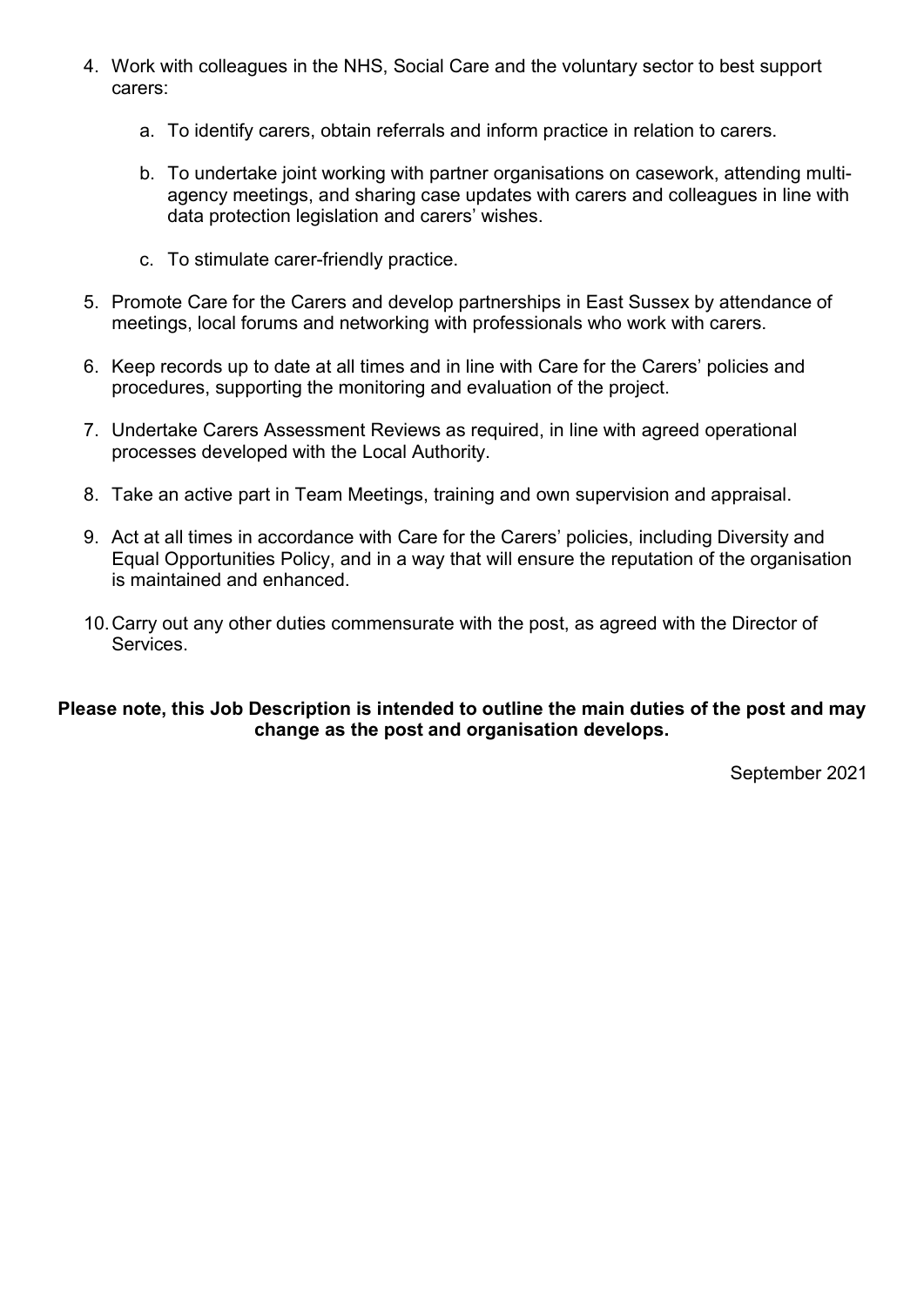4. Work with colleagues in the NHS, Social Care and the voluntary sector to best support carers:

    a. To identify carers, obtain referrals and inform practice in relation to carers.

    b. To undertake joint working with partner organisations on casework, attending multi-agency meetings, and sharing case updates with carers and colleagues in line with data protection legislation and carers' wishes.

    c. To stimulate carer-friendly practice.

5. Promote Care for the Carers and develop partnerships in East Sussex by attendance of meetings, local forums and networking with professionals who work with carers.

6. Keep records up to date at all times and in line with Care for the Carers' policies and procedures, supporting the monitoring and evaluation of the project.

7. Undertake Carers Assessment Reviews as required, in line with agreed operational processes developed with the Local Authority.

8. Take an active part in Team Meetings, training and own supervision and appraisal.

9. Act at all times in accordance with Care for the Carers' policies, including Diversity and Equal Opportunities Policy, and in a way that will ensure the reputation of the organisation is maintained and enhanced.

10. Carry out any other duties commensurate with the post, as agreed with the Director of Services.

**Please note, this Job Description is intended to outline the main duties of the post and may change as the post and organisation develops.**

September 2021